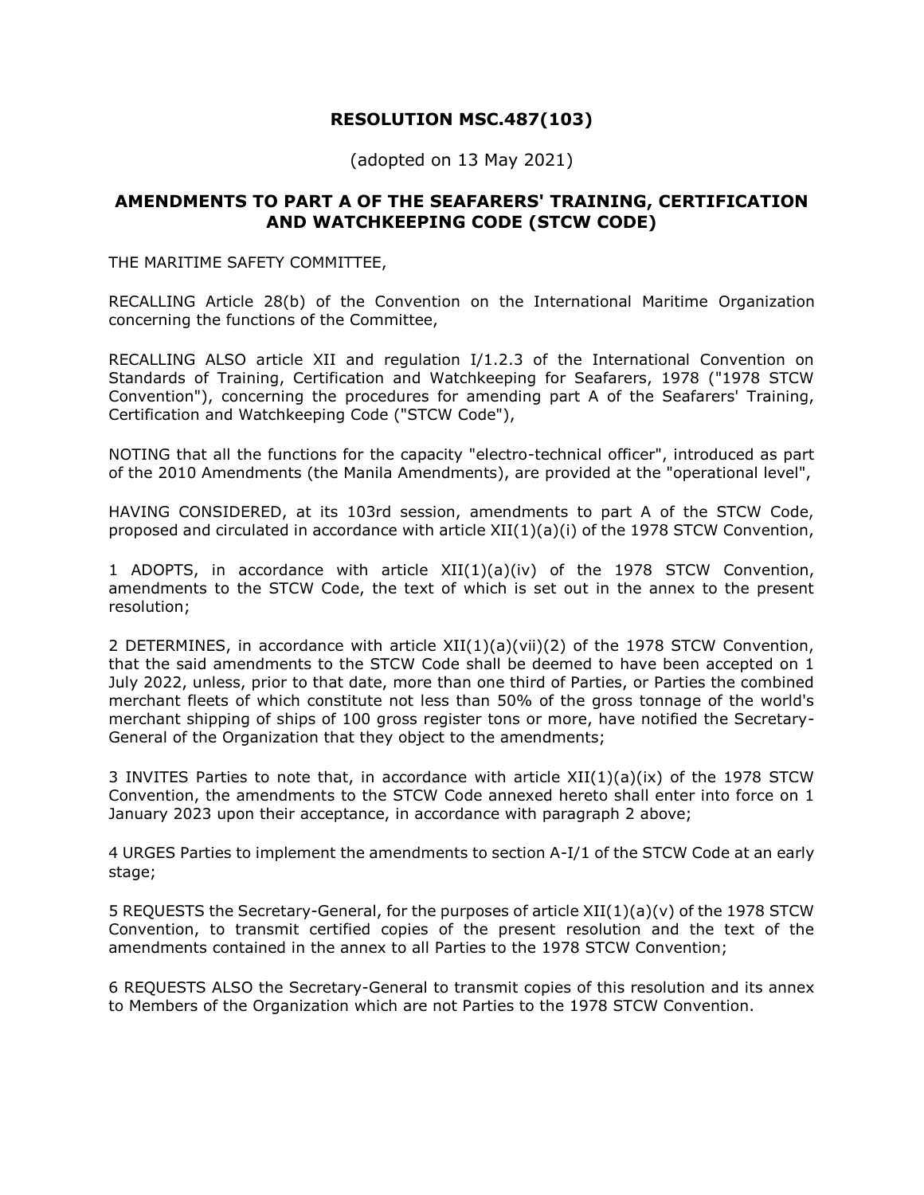# RESOLUTION MSC.487(103)

(adopted on 13 May 2021)

## AMENDMENTS TO PART A OF THE SEAFARERS' TRAINING, CERTIFICATION AND WATCHKEEPING CODE (STCW CODE)

THE MARITIME SAFETY COMMITTEE,

RECALLING Article 28(b) of the Convention on the International Maritime Organization concerning the functions of the Committee,

RECALLING ALSO article XII and regulation I/1.2.3 of the International Convention on Standards of Training, Certification and Watchkeeping for Seafarers, 1978 ("1978 STCW Convention"), concerning the procedures for amending part A of the Seafarers' Training, Certification and Watchkeeping Code ("STCW Code"),

NOTING that all the functions for the capacity "electro-technical officer", introduced as part of the 2010 Amendments (the Manila Amendments), are provided at the "operational level",

HAVING CONSIDERED, at its 103rd session, amendments to part A of the STCW Code, proposed and circulated in accordance with article XII(1)(a)(i) of the 1978 STCW Convention,

1 ADOPTS, in accordance with article XII(1)(a)(iv) of the 1978 STCW Convention, amendments to the STCW Code, the text of which is set out in the annex to the present resolution;

2 DETERMINES, in accordance with article XII(1)(a)(vii)(2) of the 1978 STCW Convention, that the said amendments to the STCW Code shall be deemed to have been accepted on 1 July 2022, unless, prior to that date, more than one third of Parties, or Parties the combined merchant fleets of which constitute not less than 50% of the gross tonnage of the world's merchant shipping of ships of 100 gross register tons or more, have notified the Secretary-General of the Organization that they object to the amendments;

3 INVITES Parties to note that, in accordance with article XII(1)(a)(ix) of the 1978 STCW Convention, the amendments to the STCW Code annexed hereto shall enter into force on 1 January 2023 upon their acceptance, in accordance with paragraph 2 above;

4 URGES Parties to implement the amendments to section A-I/1 of the STCW Code at an early stage;

5 REQUESTS the Secretary-General, for the purposes of article XII(1)(a)(v) of the 1978 STCW Convention, to transmit certified copies of the present resolution and the text of the amendments contained in the annex to all Parties to the 1978 STCW Convention;

6 REQUESTS ALSO the Secretary-General to transmit copies of this resolution and its annex to Members of the Organization which are not Parties to the 1978 STCW Convention.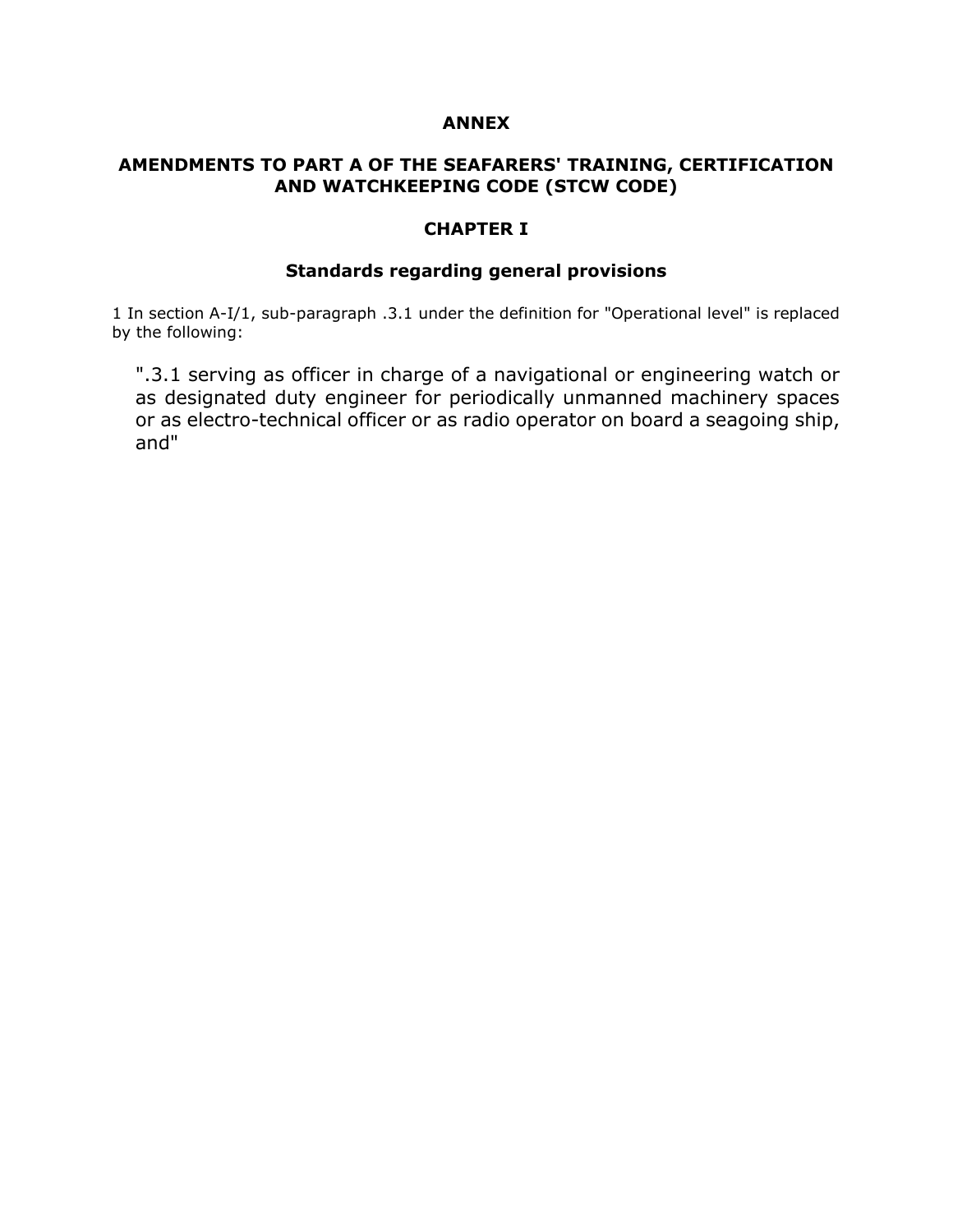# ANNEX

## AMENDMENTS TO PART A OF THE SEAFARERS' TRAINING, CERTIFICATION AND WATCHKEEPING CODE (STCW CODE)

## CHAPTER I

### Standards regarding general provisions

1 In section A-I/1, sub-paragraph .3.1 under the definition for "Operational level" is replaced by the following:

> ".3.1 serving as officer in charge of a navigational or engineering watch or as designated duty engineer for periodically unmanned machinery spaces or as electro-technical officer or as radio operator on board a seagoing ship, and"